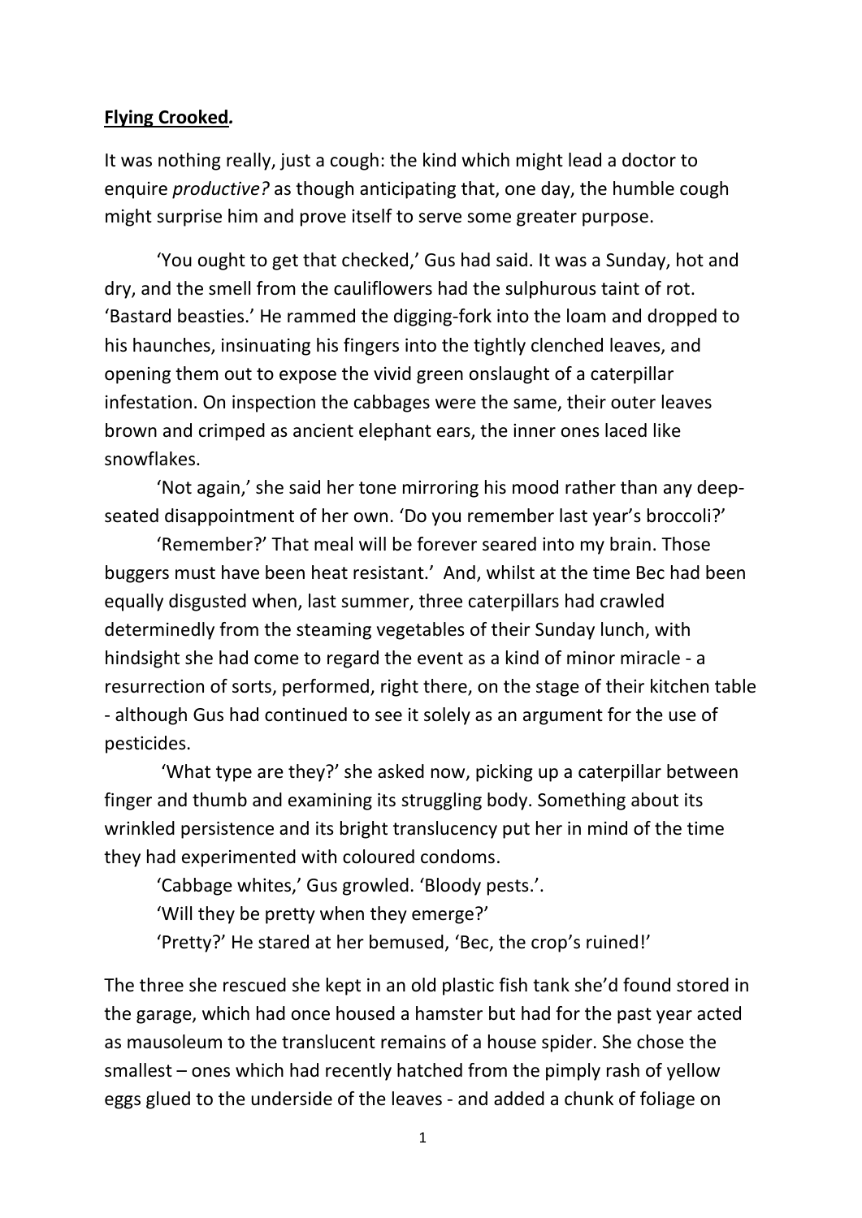**Flying Crooked.**

It was nothing really, just a cough: the kind which might lead a doctor to enquire *productive?* as though anticipating that, one day, the humble cough might surprise him and prove itself to serve some greater purpose.

'You ought to get that checked,' Gus had said. It was a Sunday, hot and dry, and the smell from the cauliflowers had the sulphurous taint of rot. 'Bastard beasties.' He rammed the digging-fork into the loam and dropped to his haunches, insinuating his fingers into the tightly clenched leaves, and opening them out to expose the vivid green onslaught of a caterpillar infestation. On inspection the cabbages were the same, their outer leaves brown and crimped as ancient elephant ears, the inner ones laced like snowflakes.

'Not again,' she said her tone mirroring his mood rather than any deep-seated disappointment of her own. 'Do you remember last year's broccoli?'

'Remember?' That meal will be forever seared into my brain. Those buggers must have been heat resistant.' And, whilst at the time Bec had been equally disgusted when, last summer, three caterpillars had crawled determinedly from the steaming vegetables of their Sunday lunch, with hindsight she had come to regard the event as a kind of minor miracle - a resurrection of sorts, performed, right there, on the stage of their kitchen table - although Gus had continued to see it solely as an argument for the use of pesticides.

'What type are they?' she asked now, picking up a caterpillar between finger and thumb and examining its struggling body. Something about its wrinkled persistence and its bright translucency put her in mind of the time they had experimented with coloured condoms.

'Cabbage whites,' Gus growled. 'Bloody pests.'.

'Will they be pretty when they emerge?'

'Pretty?' He stared at her bemused, 'Bec, the crop's ruined!'

The three she rescued she kept in an old plastic fish tank she'd found stored in the garage, which had once housed a hamster but had for the past year acted as mausoleum to the translucent remains of a house spider. She chose the smallest – ones which had recently hatched from the pimply rash of yellow eggs glued to the underside of the leaves - and added a chunk of foliage on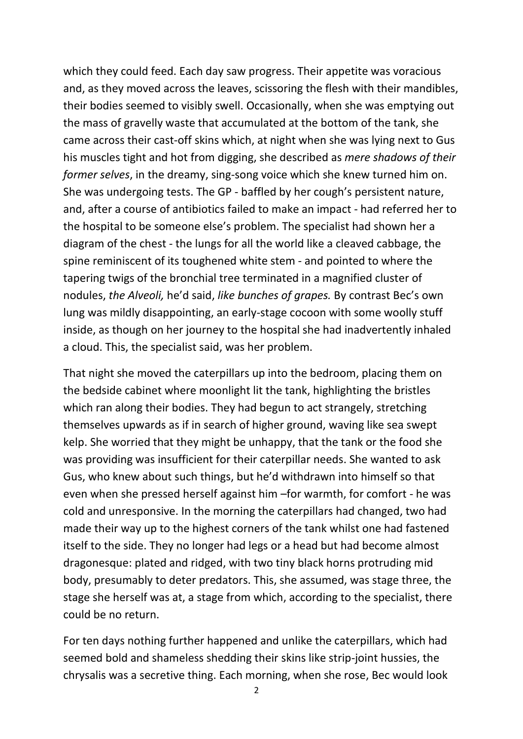which they could feed. Each day saw progress. Their appetite was voracious and, as they moved across the leaves, scissoring the flesh with their mandibles, their bodies seemed to visibly swell. Occasionally, when she was emptying out the mass of gravelly waste that accumulated at the bottom of the tank, she came across their cast-off skins which, at night when she was lying next to Gus his muscles tight and hot from digging, she described as *mere shadows of their former selves*, in the dreamy, sing-song voice which she knew turned him on. She was undergoing tests. The GP - baffled by her cough's persistent nature, and, after a course of antibiotics failed to make an impact - had referred her to the hospital to be someone else's problem. The specialist had shown her a diagram of the chest - the lungs for all the world like a cleaved cabbage, the spine reminiscent of its toughened white stem - and pointed to where the tapering twigs of the bronchial tree terminated in a magnified cluster of nodules, *the Alveoli,* he'd said, *like bunches of grapes.* By contrast Bec's own lung was mildly disappointing, an early-stage cocoon with some woolly stuff inside, as though on her journey to the hospital she had inadvertently inhaled a cloud. This, the specialist said, was her problem.

That night she moved the caterpillars up into the bedroom, placing them on the bedside cabinet where moonlight lit the tank, highlighting the bristles which ran along their bodies. They had begun to act strangely, stretching themselves upwards as if in search of higher ground, waving like sea swept kelp. She worried that they might be unhappy, that the tank or the food she was providing was insufficient for their caterpillar needs. She wanted to ask Gus, who knew about such things, but he'd withdrawn into himself so that even when she pressed herself against him –for warmth, for comfort - he was cold and unresponsive. In the morning the caterpillars had changed, two had made their way up to the highest corners of the tank whilst one had fastened itself to the side. They no longer had legs or a head but had become almost dragonesque: plated and ridged, with two tiny black horns protruding mid body, presumably to deter predators. This, she assumed, was stage three, the stage she herself was at, a stage from which, according to the specialist, there could be no return.

For ten days nothing further happened and unlike the caterpillars, which had seemed bold and shameless shedding their skins like strip-joint hussies, the chrysalis was a secretive thing. Each morning, when she rose, Bec would look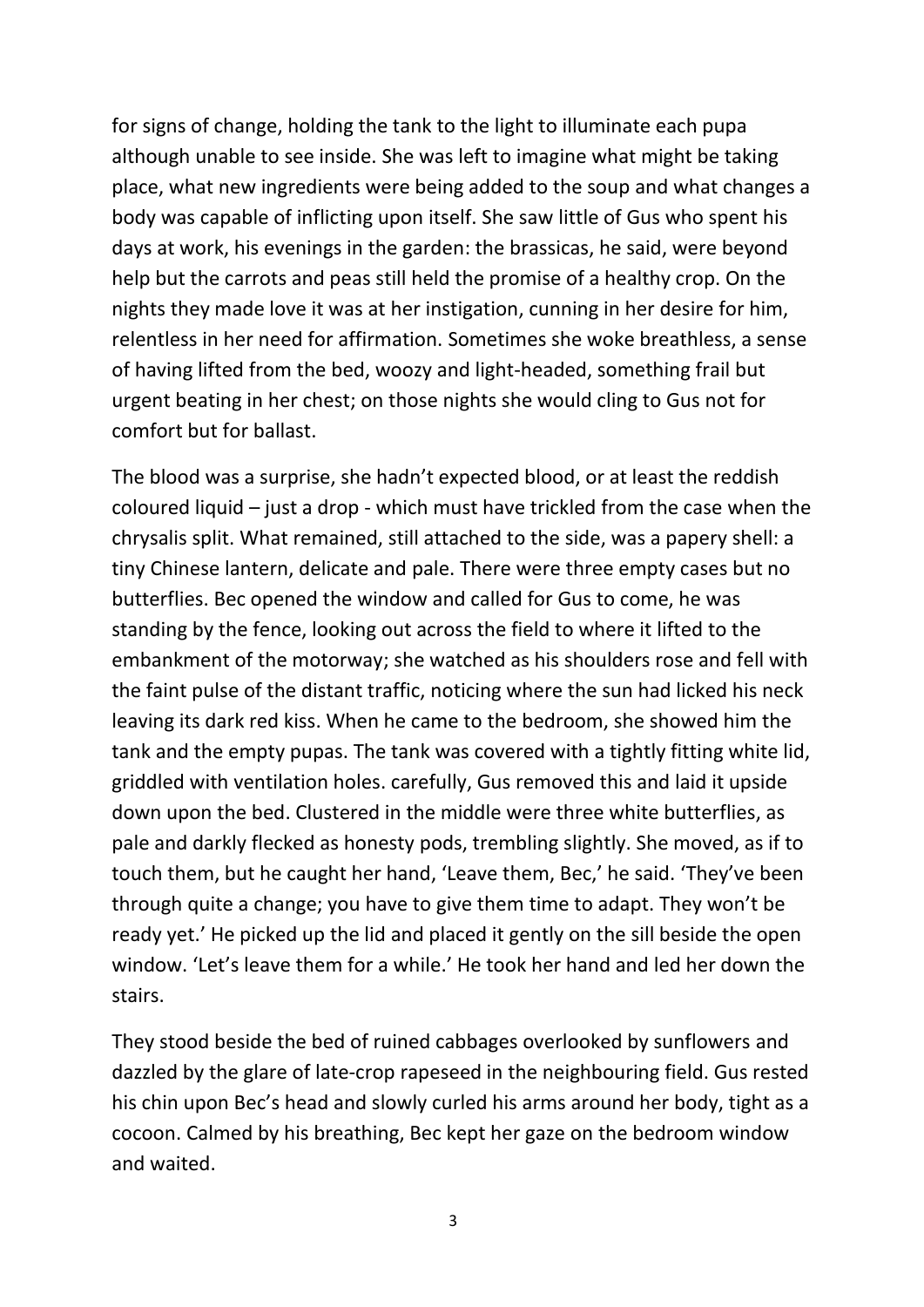for signs of change, holding the tank to the light to illuminate each pupa although unable to see inside. She was left to imagine what might be taking place, what new ingredients were being added to the soup and what changes a body was capable of inflicting upon itself. She saw little of Gus who spent his days at work, his evenings in the garden: the brassicas, he said, were beyond help but the carrots and peas still held the promise of a healthy crop. On the nights they made love it was at her instigation, cunning in her desire for him, relentless in her need for affirmation. Sometimes she woke breathless, a sense of having lifted from the bed, woozy and light-headed, something frail but urgent beating in her chest; on those nights she would cling to Gus not for comfort but for ballast.

The blood was a surprise, she hadn't expected blood, or at least the reddish coloured liquid – just a drop - which must have trickled from the case when the chrysalis split. What remained, still attached to the side, was a papery shell: a tiny Chinese lantern, delicate and pale. There were three empty cases but no butterflies. Bec opened the window and called for Gus to come, he was standing by the fence, looking out across the field to where it lifted to the embankment of the motorway; she watched as his shoulders rose and fell with the faint pulse of the distant traffic, noticing where the sun had licked his neck leaving its dark red kiss. When he came to the bedroom, she showed him the tank and the empty pupas. The tank was covered with a tightly fitting white lid, griddled with ventilation holes. carefully, Gus removed this and laid it upside down upon the bed. Clustered in the middle were three white butterflies, as pale and darkly flecked as honesty pods, trembling slightly. She moved, as if to touch them, but he caught her hand, 'Leave them, Bec,' he said. 'They've been through quite a change; you have to give them time to adapt. They won't be ready yet.' He picked up the lid and placed it gently on the sill beside the open window. 'Let's leave them for a while.' He took her hand and led her down the stairs.

They stood beside the bed of ruined cabbages overlooked by sunflowers and dazzled by the glare of late-crop rapeseed in the neighbouring field. Gus rested his chin upon Bec's head and slowly curled his arms around her body, tight as a cocoon. Calmed by his breathing, Bec kept her gaze on the bedroom window and waited.